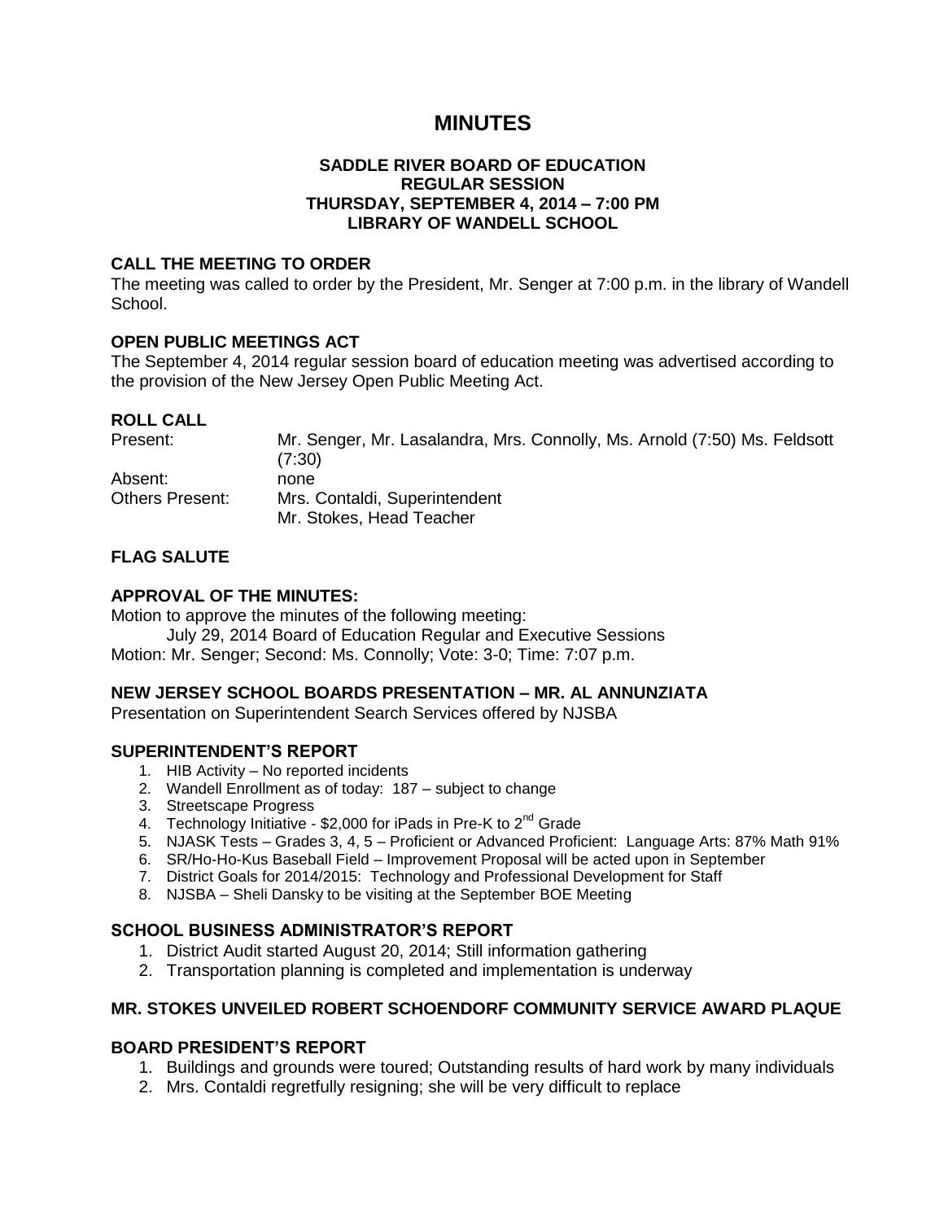# MINUTES

**SADDLE RIVER BOARD OF EDUCATION**
**REGULAR SESSION**
**THURSDAY, SEPTEMBER 4, 2014 – 7:00 PM**
**LIBRARY OF WANDELL SCHOOL**

### CALL THE MEETING TO ORDER

The meeting was called to order by the President, Mr. Senger at 7:00 p.m. in the library of Wandell School.

### OPEN PUBLIC MEETINGS ACT

The September 4, 2014 regular session board of education meeting was advertised according to the provision of the New Jersey Open Public Meeting Act.

### ROLL CALL

| | |
|---|---|
| Present: | Mr. Senger, Mr. Lasalandra, Mrs. Connolly, Ms. Arnold (7:50) Ms. Feldsott (7:30) |
| Absent: | none |
| Others Present: | Mrs. Contaldi, Superintendent<br>Mr. Stokes, Head Teacher |

### FLAG SALUTE

### APPROVAL OF THE MINUTES:

Motion to approve the minutes of the following meeting:

July 29, 2014 Board of Education Regular and Executive Sessions

Motion: Mr. Senger; Second: Ms. Connolly; Vote: 3-0; Time: 7:07 p.m.

### NEW JERSEY SCHOOL BOARDS PRESENTATION – MR. AL ANNUNZIATA

Presentation on Superintendent Search Services offered by NJSBA

### SUPERINTENDENT'S REPORT

1. HIB Activity – No reported incidents
2. Wandell Enrollment as of today: 187 – subject to change
3. Streetscape Progress
4. Technology Initiative - $2,000 for iPads in Pre-K to 2nd Grade
5. NJASK Tests – Grades 3, 4, 5 – Proficient or Advanced Proficient: Language Arts: 87% Math 91%
6. SR/Ho-Ho-Kus Baseball Field – Improvement Proposal will be acted upon in September
7. District Goals for 2014/2015: Technology and Professional Development for Staff
8. NJSBA – Sheli Dansky to be visiting at the September BOE Meeting

### SCHOOL BUSINESS ADMINISTRATOR'S REPORT

1. District Audit started August 20, 2014; Still information gathering
2. Transportation planning is completed and implementation is underway

### MR. STOKES UNVEILED ROBERT SCHOENDORF COMMUNITY SERVICE AWARD PLAQUE

### BOARD PRESIDENT'S REPORT

1. Buildings and grounds were toured; Outstanding results of hard work by many individuals
2. Mrs. Contaldi regretfully resigning; she will be very difficult to replace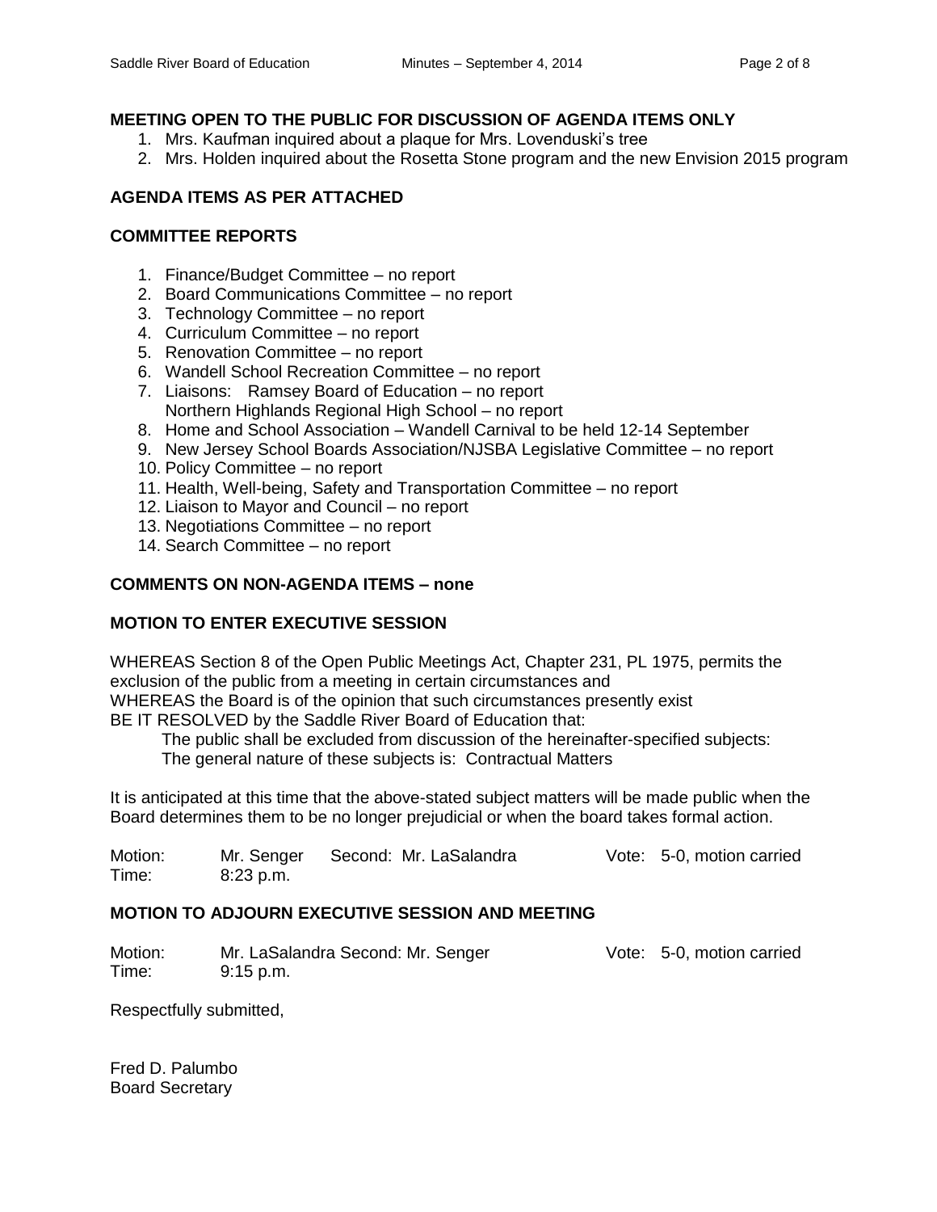## MEETING OPEN TO THE PUBLIC FOR DISCUSSION OF AGENDA ITEMS ONLY

1. Mrs. Kaufman inquired about a plaque for Mrs. Lovenduski's tree
2. Mrs. Holden inquired about the Rosetta Stone program and the new Envision 2015 program

## AGENDA ITEMS AS PER ATTACHED

## COMMITTEE REPORTS

1. Finance/Budget Committee – no report
2. Board Communications Committee – no report
3. Technology Committee – no report
4. Curriculum Committee – no report
5. Renovation Committee – no report
6. Wandell School Recreation Committee – no report
7. Liaisons: Ramsey Board of Education – no report
   Northern Highlands Regional High School – no report
8. Home and School Association – Wandell Carnival to be held 12-14 September
9. New Jersey School Boards Association/NJSBA Legislative Committee – no report
10. Policy Committee – no report
11. Health, Well-being, Safety and Transportation Committee – no report
12. Liaison to Mayor and Council – no report
13. Negotiations Committee – no report
14. Search Committee – no report

## COMMENTS ON NON-AGENDA ITEMS – none

## MOTION TO ENTER EXECUTIVE SESSION

WHEREAS Section 8 of the Open Public Meetings Act, Chapter 231, PL 1975, permits the exclusion of the public from a meeting in certain circumstances and
WHEREAS the Board is of the opinion that such circumstances presently exist
BE IT RESOLVED by the Saddle River Board of Education that:

The public shall be excluded from discussion of the hereinafter-specified subjects:
The general nature of these subjects is: Contractual Matters

It is anticipated at this time that the above-stated subject matters will be made public when the Board determines them to be no longer prejudicial or when the board takes formal action.

Motion: Mr. Senger Second: Mr. LaSalandra Vote: 5-0, motion carried
Time: 8:23 p.m.

## MOTION TO ADJOURN EXECUTIVE SESSION AND MEETING

Motion: Mr. LaSalandra Second: Mr. Senger Vote: 5-0, motion carried
Time: 9:15 p.m.

Respectfully submitted,

Fred D. Palumbo
Board Secretary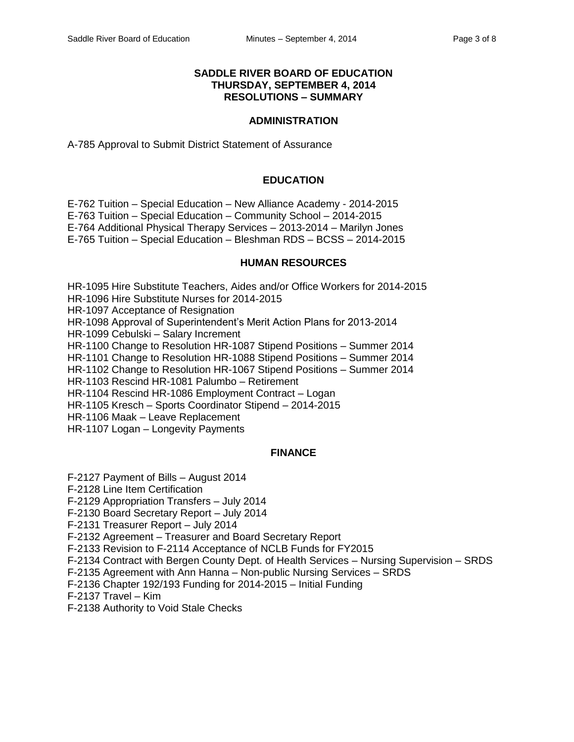# SADDLE RIVER BOARD OF EDUCATION
# THURSDAY, SEPTEMBER 4, 2014
# RESOLUTIONS – SUMMARY

## ADMINISTRATION

A-785 Approval to Submit District Statement of Assurance

## EDUCATION

E-762 Tuition – Special Education – New Alliance Academy - 2014-2015
E-763 Tuition – Special Education – Community School – 2014-2015
E-764 Additional Physical Therapy Services – 2013-2014 – Marilyn Jones
E-765 Tuition – Special Education – Bleshman RDS – BCSS – 2014-2015

## HUMAN RESOURCES

HR-1095 Hire Substitute Teachers, Aides and/or Office Workers for 2014-2015
HR-1096 Hire Substitute Nurses for 2014-2015
HR-1097 Acceptance of Resignation
HR-1098 Approval of Superintendent's Merit Action Plans for 2013-2014
HR-1099 Cebulski – Salary Increment
HR-1100 Change to Resolution HR-1087 Stipend Positions – Summer 2014
HR-1101 Change to Resolution HR-1088 Stipend Positions – Summer 2014
HR-1102 Change to Resolution HR-1067 Stipend Positions – Summer 2014
HR-1103 Rescind HR-1081 Palumbo – Retirement
HR-1104 Rescind HR-1086 Employment Contract – Logan
HR-1105 Kresch – Sports Coordinator Stipend – 2014-2015
HR-1106 Maak – Leave Replacement
HR-1107 Logan – Longevity Payments

## FINANCE

F-2127 Payment of Bills – August 2014
F-2128 Line Item Certification
F-2129 Appropriation Transfers – July 2014
F-2130 Board Secretary Report – July 2014
F-2131 Treasurer Report – July 2014
F-2132 Agreement – Treasurer and Board Secretary Report
F-2133 Revision to F-2114 Acceptance of NCLB Funds for FY2015
F-2134 Contract with Bergen County Dept. of Health Services – Nursing Supervision – SRDS
F-2135 Agreement with Ann Hanna – Non-public Nursing Services – SRDS
F-2136 Chapter 192/193 Funding for 2014-2015 – Initial Funding
F-2137 Travel – Kim
F-2138 Authority to Void Stale Checks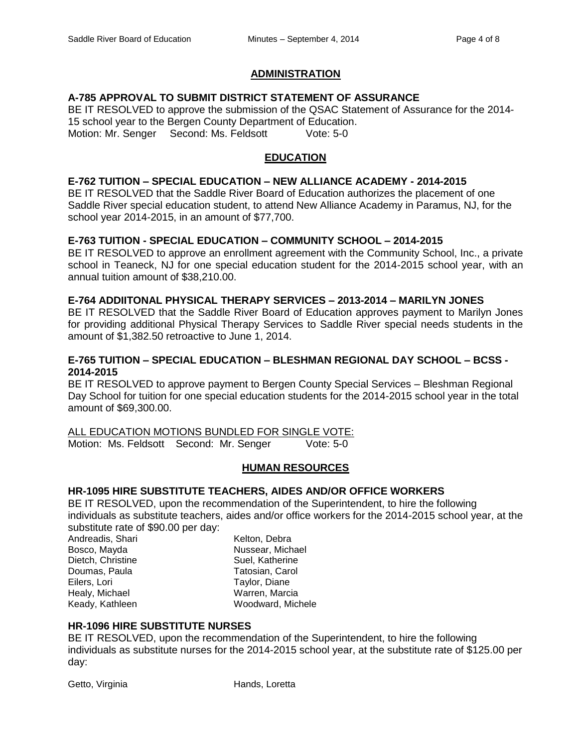## ADMINISTRATION

**A-785 APPROVAL TO SUBMIT DISTRICT STATEMENT OF ASSURANCE**

BE IT RESOLVED to approve the submission of the QSAC Statement of Assurance for the 2014-15 school year to the Bergen County Department of Education.

Motion: Mr. Senger Second: Ms. Feldsott Vote: 5-0

## EDUCATION

**E-762 TUITION – SPECIAL EDUCATION – NEW ALLIANCE ACADEMY - 2014-2015**

BE IT RESOLVED that the Saddle River Board of Education authorizes the placement of one Saddle River special education student, to attend New Alliance Academy in Paramus, NJ, for the school year 2014-2015, in an amount of $77,700.

**E-763 TUITION - SPECIAL EDUCATION – COMMUNITY SCHOOL – 2014-2015**

BE IT RESOLVED to approve an enrollment agreement with the Community School, Inc., a private school in Teaneck, NJ for one special education student for the 2014-2015 school year, with an annual tuition amount of $38,210.00.

**E-764 ADDIITONAL PHYSICAL THERAPY SERVICES – 2013-2014 – MARILYN JONES**

BE IT RESOLVED that the Saddle River Board of Education approves payment to Marilyn Jones for providing additional Physical Therapy Services to Saddle River special needs students in the amount of $1,382.50 retroactive to June 1, 2014.

**E-765 TUITION – SPECIAL EDUCATION – BLESHMAN REGIONAL DAY SCHOOL – BCSS - 2014-2015**

BE IT RESOLVED to approve payment to Bergen County Special Services – Bleshman Regional Day School for tuition for one special education students for the 2014-2015 school year in the total amount of $69,300.00.

ALL EDUCATION MOTIONS BUNDLED FOR SINGLE VOTE:

Motion: Ms. Feldsott Second: Mr. Senger Vote: 5-0

## HUMAN RESOURCES

**HR-1095 HIRE SUBSTITUTE TEACHERS, AIDES AND/OR OFFICE WORKERS**

BE IT RESOLVED, upon the recommendation of the Superintendent, to hire the following individuals as substitute teachers, aides and/or office workers for the 2014-2015 school year, at the substitute rate of $90.00 per day:

- Andreadis, Shari
- Bosco, Mayda
- Dietch, Christine
- Doumas, Paula
- Eilers, Lori
- Healy, Michael
- Keady, Kathleen
- Kelton, Debra
- Nussear, Michael
- Suel, Katherine
- Tatosian, Carol
- Taylor, Diane
- Warren, Marcia
- Woodward, Michele

**HR-1096 HIRE SUBSTITUTE NURSES**

BE IT RESOLVED, upon the recommendation of the Superintendent, to hire the following individuals as substitute nurses for the 2014-2015 school year, at the substitute rate of $125.00 per day:

- Getto, Virginia
- Hands, Loretta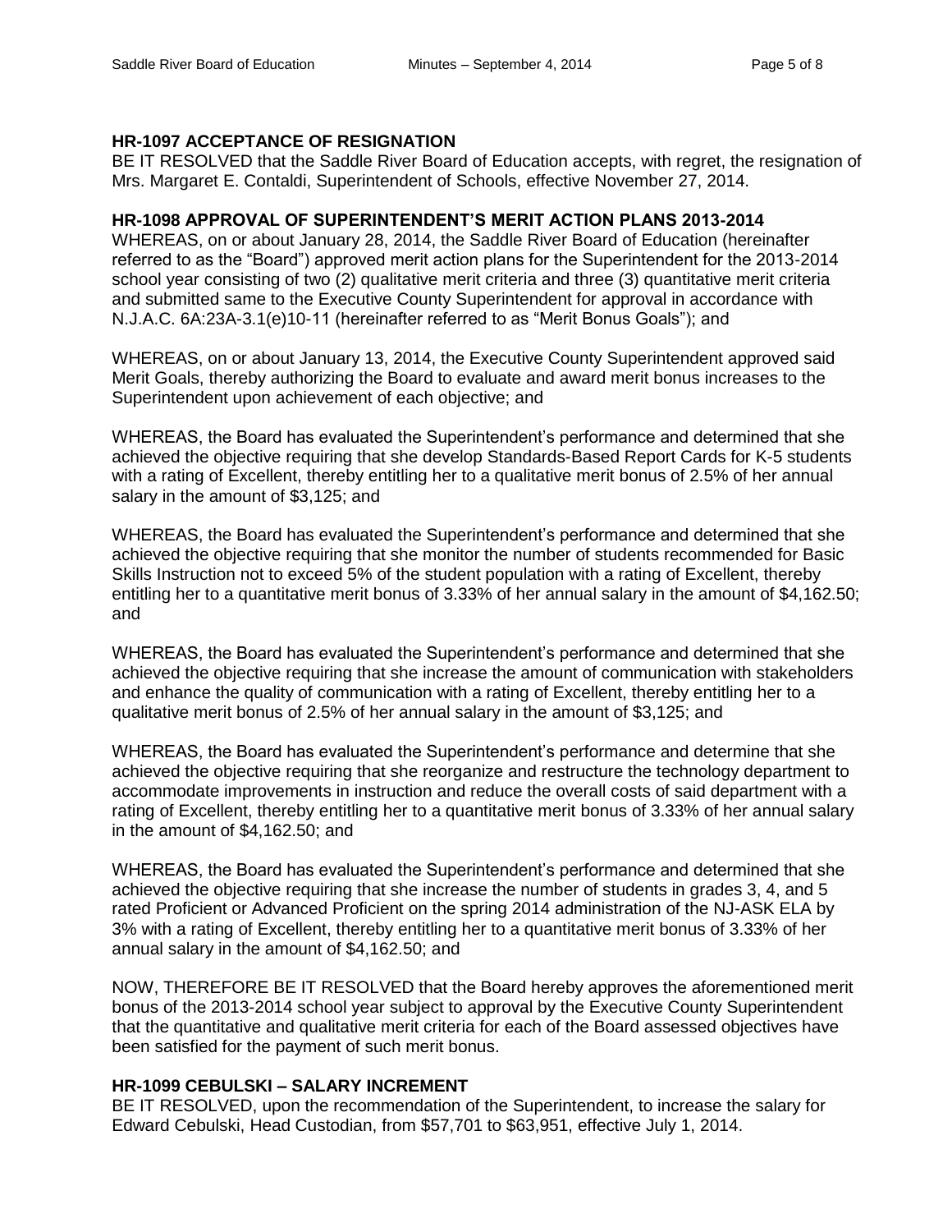**HR-1097 ACCEPTANCE OF RESIGNATION**

BE IT RESOLVED that the Saddle River Board of Education accepts, with regret, the resignation of Mrs. Margaret E. Contaldi, Superintendent of Schools, effective November 27, 2014.

**HR-1098 APPROVAL OF SUPERINTENDENT'S MERIT ACTION PLANS 2013-2014**

WHEREAS, on or about January 28, 2014, the Saddle River Board of Education (hereinafter referred to as the "Board") approved merit action plans for the Superintendent for the 2013-2014 school year consisting of two (2) qualitative merit criteria and three (3) quantitative merit criteria and submitted same to the Executive County Superintendent for approval in accordance with N.J.A.C. 6A:23A-3.1(e)10-11 (hereinafter referred to as "Merit Bonus Goals"); and

WHEREAS, on or about January 13, 2014, the Executive County Superintendent approved said Merit Goals, thereby authorizing the Board to evaluate and award merit bonus increases to the Superintendent upon achievement of each objective; and

WHEREAS, the Board has evaluated the Superintendent's performance and determined that she achieved the objective requiring that she develop Standards-Based Report Cards for K-5 students with a rating of Excellent, thereby entitling her to a qualitative merit bonus of 2.5% of her annual salary in the amount of $3,125; and

WHEREAS, the Board has evaluated the Superintendent's performance and determined that she achieved the objective requiring that she monitor the number of students recommended for Basic Skills Instruction not to exceed 5% of the student population with a rating of Excellent, thereby entitling her to a quantitative merit bonus of 3.33% of her annual salary in the amount of $4,162.50; and

WHEREAS, the Board has evaluated the Superintendent's performance and determined that she achieved the objective requiring that she increase the amount of communication with stakeholders and enhance the quality of communication with a rating of Excellent, thereby entitling her to a qualitative merit bonus of 2.5% of her annual salary in the amount of $3,125; and

WHEREAS, the Board has evaluated the Superintendent's performance and determine that she achieved the objective requiring that she reorganize and restructure the technology department to accommodate improvements in instruction and reduce the overall costs of said department with a rating of Excellent, thereby entitling her to a quantitative merit bonus of 3.33% of her annual salary in the amount of $4,162.50; and

WHEREAS, the Board has evaluated the Superintendent's performance and determined that she achieved the objective requiring that she increase the number of students in grades 3, 4, and 5 rated Proficient or Advanced Proficient on the spring 2014 administration of the NJ-ASK ELA by 3% with a rating of Excellent, thereby entitling her to a quantitative merit bonus of 3.33% of her annual salary in the amount of $4,162.50; and

NOW, THEREFORE BE IT RESOLVED that the Board hereby approves the aforementioned merit bonus of the 2013-2014 school year subject to approval by the Executive County Superintendent that the quantitative and qualitative merit criteria for each of the Board assessed objectives have been satisfied for the payment of such merit bonus.

**HR-1099 CEBULSKI – SALARY INCREMENT**

BE IT RESOLVED, upon the recommendation of the Superintendent, to increase the salary for Edward Cebulski, Head Custodian, from $57,701 to $63,951, effective July 1, 2014.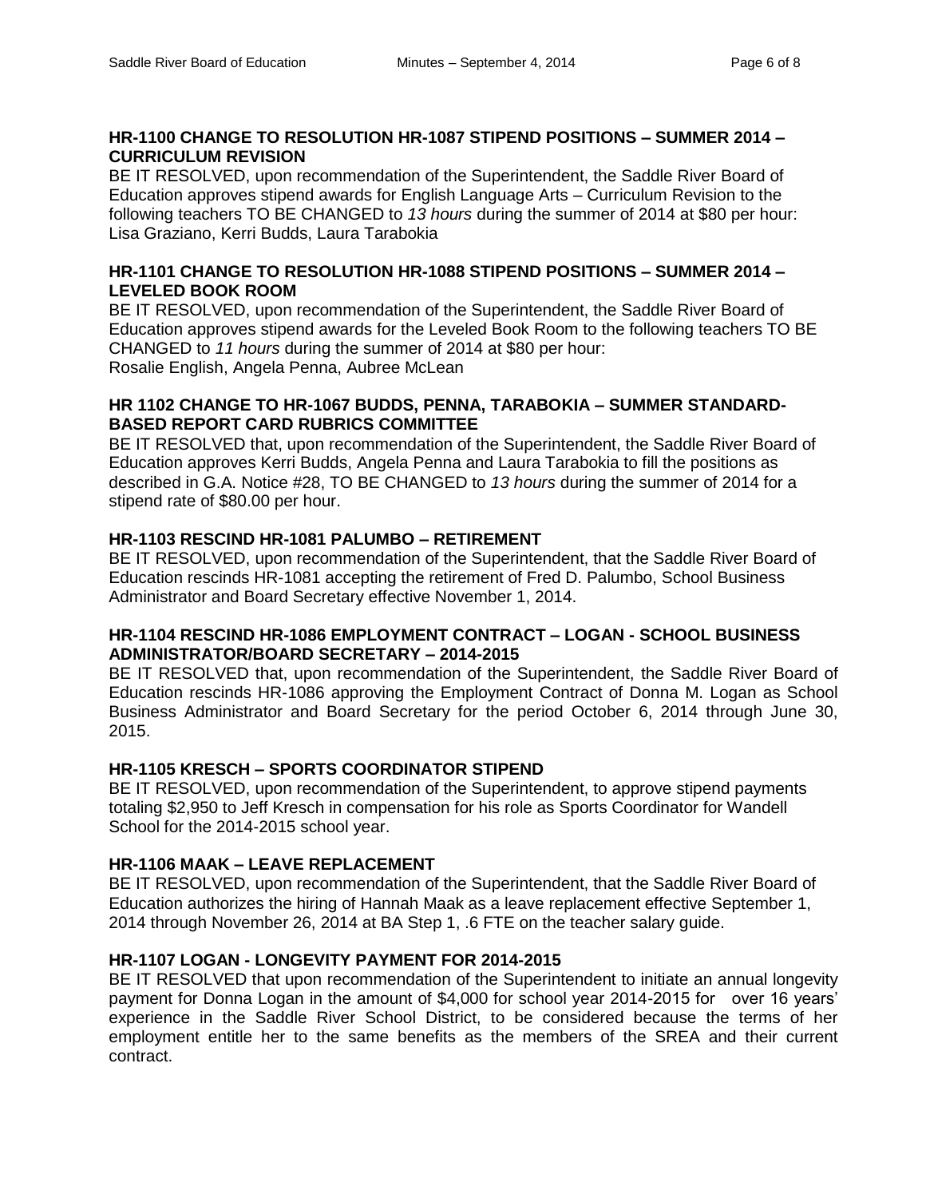### HR-1100 CHANGE TO RESOLUTION HR-1087 STIPEND POSITIONS – SUMMER 2014 – CURRICULUM REVISION

BE IT RESOLVED, upon recommendation of the Superintendent, the Saddle River Board of Education approves stipend awards for English Language Arts – Curriculum Revision to the following teachers TO BE CHANGED to *13 hours* during the summer of 2014 at $80 per hour: Lisa Graziano, Kerri Budds, Laura Tarabokia

### HR-1101 CHANGE TO RESOLUTION HR-1088 STIPEND POSITIONS – SUMMER 2014 – LEVELED BOOK ROOM

BE IT RESOLVED, upon recommendation of the Superintendent, the Saddle River Board of Education approves stipend awards for the Leveled Book Room to the following teachers TO BE CHANGED to *11 hours* during the summer of 2014 at $80 per hour:
Rosalie English, Angela Penna, Aubree McLean

### HR 1102 CHANGE TO HR-1067 BUDDS, PENNA, TARABOKIA – SUMMER STANDARD-BASED REPORT CARD RUBRICS COMMITTEE

BE IT RESOLVED that, upon recommendation of the Superintendent, the Saddle River Board of Education approves Kerri Budds, Angela Penna and Laura Tarabokia to fill the positions as described in G.A. Notice #28, TO BE CHANGED to *13 hours* during the summer of 2014 for a stipend rate of $80.00 per hour.

### HR-1103 RESCIND HR-1081 PALUMBO – RETIREMENT

BE IT RESOLVED, upon recommendation of the Superintendent, that the Saddle River Board of Education rescinds HR-1081 accepting the retirement of Fred D. Palumbo, School Business Administrator and Board Secretary effective November 1, 2014.

### HR-1104 RESCIND HR-1086 EMPLOYMENT CONTRACT – LOGAN - SCHOOL BUSINESS ADMINISTRATOR/BOARD SECRETARY – 2014-2015

BE IT RESOLVED that, upon recommendation of the Superintendent, the Saddle River Board of Education rescinds HR-1086 approving the Employment Contract of Donna M. Logan as School Business Administrator and Board Secretary for the period October 6, 2014 through June 30, 2015.

### HR-1105 KRESCH – SPORTS COORDINATOR STIPEND

BE IT RESOLVED, upon recommendation of the Superintendent, to approve stipend payments totaling $2,950 to Jeff Kresch in compensation for his role as Sports Coordinator for Wandell School for the 2014-2015 school year.

### HR-1106 MAAK – LEAVE REPLACEMENT

BE IT RESOLVED, upon recommendation of the Superintendent, that the Saddle River Board of Education authorizes the hiring of Hannah Maak as a leave replacement effective September 1, 2014 through November 26, 2014 at BA Step 1, .6 FTE on the teacher salary guide.

### HR-1107 LOGAN - LONGEVITY PAYMENT FOR 2014-2015

BE IT RESOLVED that upon recommendation of the Superintendent to initiate an annual longevity payment for Donna Logan in the amount of $4,000 for school year 2014-2015 for over 16 years' experience in the Saddle River School District, to be considered because the terms of her employment entitle her to the same benefits as the members of the SREA and their current contract.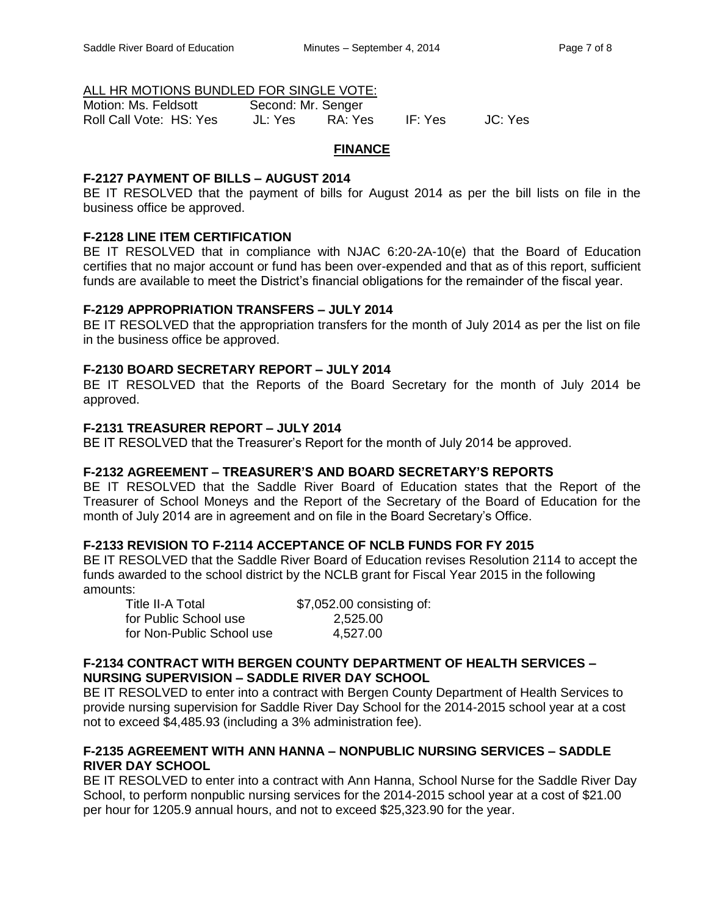ALL HR MOTIONS BUNDLED FOR SINGLE VOTE:

Motion: Ms. Feldsott Second: Mr. Senger

Roll Call Vote: HS: Yes JL: Yes RA: Yes IF: Yes JC: Yes

## FINANCE

**F-2127 PAYMENT OF BILLS – AUGUST 2014**

BE IT RESOLVED that the payment of bills for August 2014 as per the bill lists on file in the business office be approved.

**F-2128 LINE ITEM CERTIFICATION**

BE IT RESOLVED that in compliance with NJAC 6:20-2A-10(e) that the Board of Education certifies that no major account or fund has been over-expended and that as of this report, sufficient funds are available to meet the District's financial obligations for the remainder of the fiscal year.

**F-2129 APPROPRIATION TRANSFERS – JULY 2014**

BE IT RESOLVED that the appropriation transfers for the month of July 2014 as per the list on file in the business office be approved.

**F-2130 BOARD SECRETARY REPORT – JULY 2014**

BE IT RESOLVED that the Reports of the Board Secretary for the month of July 2014 be approved.

**F-2131 TREASURER REPORT – JULY 2014**

BE IT RESOLVED that the Treasurer's Report for the month of July 2014 be approved.

**F-2132 AGREEMENT – TREASURER'S AND BOARD SECRETARY'S REPORTS**

BE IT RESOLVED that the Saddle River Board of Education states that the Report of the Treasurer of School Moneys and the Report of the Secretary of the Board of Education for the month of July 2014 are in agreement and on file in the Board Secretary's Office.

**F-2133 REVISION TO F-2114 ACCEPTANCE OF NCLB FUNDS FOR FY 2015**

BE IT RESOLVED that the Saddle River Board of Education revises Resolution 2114 to accept the funds awarded to the school district by the NCLB grant for Fiscal Year 2015 in the following amounts:

| | |
|---|---|
| Title II-A Total | $7,052.00 consisting of: |
| for Public School use | 2,525.00 |
| for Non-Public School use | 4,527.00 |

**F-2134 CONTRACT WITH BERGEN COUNTY DEPARTMENT OF HEALTH SERVICES – NURSING SUPERVISION – SADDLE RIVER DAY SCHOOL**

BE IT RESOLVED to enter into a contract with Bergen County Department of Health Services to provide nursing supervision for Saddle River Day School for the 2014-2015 school year at a cost not to exceed $4,485.93 (including a 3% administration fee).

**F-2135 AGREEMENT WITH ANN HANNA – NONPUBLIC NURSING SERVICES – SADDLE RIVER DAY SCHOOL**

BE IT RESOLVED to enter into a contract with Ann Hanna, School Nurse for the Saddle River Day School, to perform nonpublic nursing services for the 2014-2015 school year at a cost of $21.00 per hour for 1205.9 annual hours, and not to exceed $25,323.90 for the year.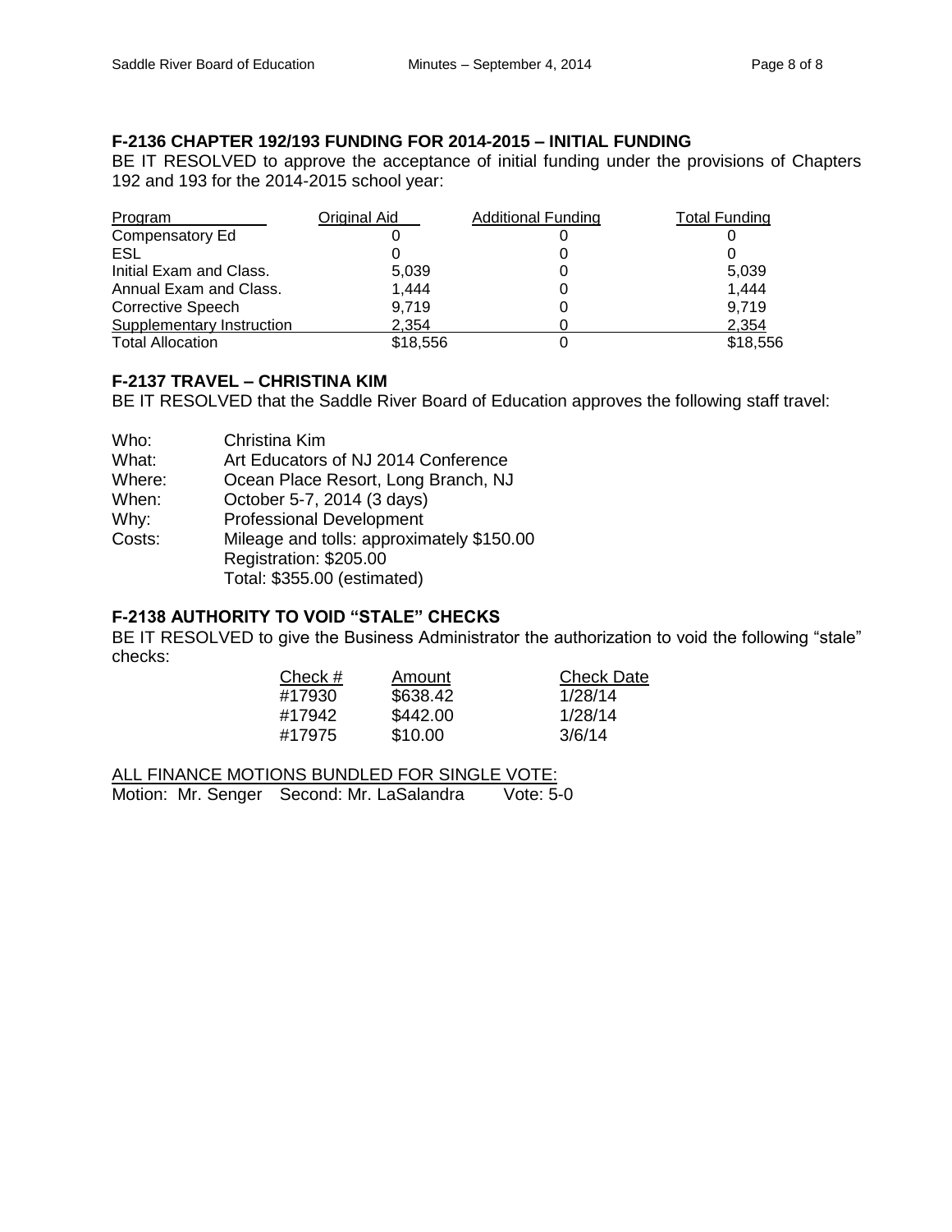**F-2136 CHAPTER 192/193 FUNDING FOR 2014-2015 – INITIAL FUNDING**

BE IT RESOLVED to approve the acceptance of initial funding under the provisions of Chapters 192 and 193 for the 2014-2015 school year:

| Program | Original Aid | Additional Funding | Total Funding |
|---|---|---|---|
| Compensatory Ed | 0 | 0 | 0 |
| ESL | 0 | 0 | 0 |
| Initial Exam and Class. | 5,039 | 0 | 5,039 |
| Annual Exam and Class. | 1,444 | 0 | 1,444 |
| Corrective Speech | 9,719 | 0 | 9,719 |
| Supplementary Instruction | 2,354 | 0 | 2,354 |
| Total Allocation | $18,556 | 0 | $18,556 |

**F-2137 TRAVEL – CHRISTINA KIM**

BE IT RESOLVED that the Saddle River Board of Education approves the following staff travel:

| | |
|---|---|
| Who: | Christina Kim |
| What: | Art Educators of NJ 2014 Conference |
| Where: | Ocean Place Resort, Long Branch, NJ |
| When: | October 5-7, 2014 (3 days) |
| Why: | Professional Development |
| Costs: | Mileage and tolls: approximately $150.00<br>Registration: $205.00<br>Total: $355.00 (estimated) |

**F-2138 AUTHORITY TO VOID "STALE" CHECKS**

BE IT RESOLVED to give the Business Administrator the authorization to void the following "stale" checks:

| Check # | Amount | Check Date |
|---|---|---|
| #17930 | $638.42 | 1/28/14 |
| #17942 | $442.00 | 1/28/14 |
| #17975 | $10.00 | 3/6/14 |

ALL FINANCE MOTIONS BUNDLED FOR SINGLE VOTE:

Motion: Mr. Senger Second: Mr. LaSalandra Vote: 5-0